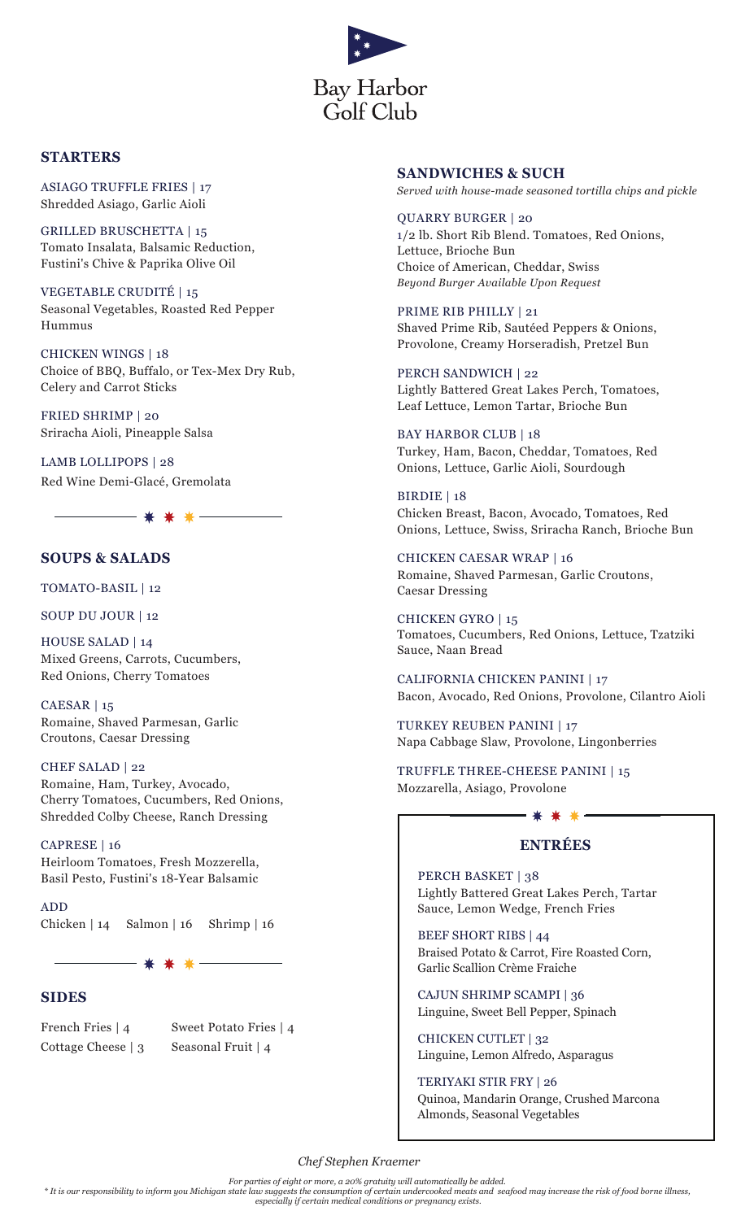# Bay Harbor Golf Club

## STARTERS

ASIAGO TRUFFLE FRIES | 17
Shredded Asiago, Garlic Aioli

GRILLED BRUSCHETTA | 15
Tomato Insalata, Balsamic Reduction, Fustini's Chive & Paprika Olive Oil

VEGETABLE CRUDITÉ | 15
Seasonal Vegetables, Roasted Red Pepper Hummus

CHICKEN WINGS | 18
Choice of BBQ, Buffalo, or Tex-Mex Dry Rub, Celery and Carrot Sticks

FRIED SHRIMP | 20
Sriracha Aioli, Pineapple Salsa

LAMB LOLLIPOPS | 28
Red Wine Demi-Glacé, Gremolata

## SOUPS & SALADS

TOMATO-BASIL | 12

SOUP DU JOUR | 12

HOUSE SALAD | 14
Mixed Greens, Carrots, Cucumbers, Red Onions, Cherry Tomatoes

CAESAR | 15
Romaine, Shaved Parmesan, Garlic Croutons, Caesar Dressing

CHEF SALAD | 22
Romaine, Ham, Turkey, Avocado, Cherry Tomatoes, Cucumbers, Red Onions, Shredded Colby Cheese, Ranch Dressing

CAPRESE | 16
Heirloom Tomatoes, Fresh Mozzerella, Basil Pesto, Fustini's 18-Year Balsamic

ADD
Chicken | 14 Salmon | 16 Shrimp | 16

## SIDES

French Fries | 4
Sweet Potato Fries | 4
Cottage Cheese | 3
Seasonal Fruit | 4

## SANDWICHES & SUCH

*Served with house-made seasoned tortilla chips and pickle*

QUARRY BURGER | 20
1/2 lb. Short Rib Blend. Tomatoes, Red Onions, Lettuce, Brioche Bun
Choice of American, Cheddar, Swiss
*Beyond Burger Available Upon Request*

PRIME RIB PHILLY | 21
Shaved Prime Rib, Sautéed Peppers & Onions, Provolone, Creamy Horseradish, Pretzel Bun

PERCH SANDWICH | 22
Lightly Battered Great Lakes Perch, Tomatoes, Leaf Lettuce, Lemon Tartar, Brioche Bun

BAY HARBOR CLUB | 18
Turkey, Ham, Bacon, Cheddar, Tomatoes, Red Onions, Lettuce, Garlic Aioli, Sourdough

BIRDIE | 18
Chicken Breast, Bacon, Avocado, Tomatoes, Red Onions, Lettuce, Swiss, Sriracha Ranch, Brioche Bun

CHICKEN CAESAR WRAP | 16
Romaine, Shaved Parmesan, Garlic Croutons, Caesar Dressing

CHICKEN GYRO | 15
Tomatoes, Cucumbers, Red Onions, Lettuce, Tzatziki Sauce, Naan Bread

CALIFORNIA CHICKEN PANINI | 17
Bacon, Avocado, Red Onions, Provolone, Cilantro Aioli

TURKEY REUBEN PANINI | 17
Napa Cabbage Slaw, Provolone, Lingonberries

TRUFFLE THREE-CHEESE PANINI | 15
Mozzarella, Asiago, Provolone

## ENTRÉES

PERCH BASKET | 38
Lightly Battered Great Lakes Perch, Tartar Sauce, Lemon Wedge, French Fries

BEEF SHORT RIBS | 44
Braised Potato & Carrot, Fire Roasted Corn, Garlic Scallion Crème Fraiche

CAJUN SHRIMP SCAMPI | 36
Linguine, Sweet Bell Pepper, Spinach

CHICKEN CUTLET | 32
Linguine, Lemon Alfredo, Asparagus

TERIYAKI STIR FRY | 26
Quinoa, Mandarin Orange, Crushed Marcona Almonds, Seasonal Vegetables

*Chef Stephen Kraemer*

*For parties of eight or more, a 20% gratuity will automatically be added.*
** It is our responsibility to inform you Michigan state law suggests the consumption of certain undercooked meats and seafood may increase the risk of food borne illness, especially if certain medical conditions or pregnancy exists.*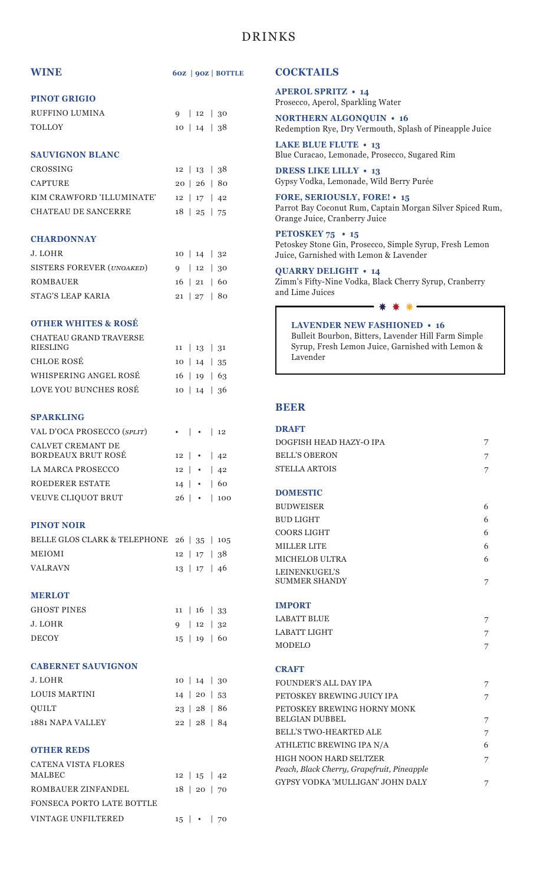# DRINKS

## WINE

6OZ | 9OZ | BOTTLE

### PINOT GRIGIO

| | 6oz | 9oz | Bottle |
|---|---|---|---|
| RUFFINO LUMINA | 9 | 12 | 30 |
| TOLLOY | 10 | 14 | 38 |

### SAUVIGNON BLANC

| | 6oz | 9oz | Bottle |
|---|---|---|---|
| CROSSING | 12 | 13 | 38 |
| CAPTURE | 20 | 26 | 80 |
| KIM CRAWFORD 'ILLUMINATE' | 12 | 17 | 42 |
| CHATEAU DE SANCERRE | 18 | 25 | 75 |

### CHARDONNAY

| | 6oz | 9oz | Bottle |
|---|---|---|---|
| J. LOHR | 10 | 14 | 32 |
| SISTERS FOREVER (*UNOAKED*) | 9 | 12 | 30 |
| ROMBAUER | 16 | 21 | 60 |
| STAG'S LEAP KARIA | 21 | 27 | 80 |

### OTHER WHITES & ROSÉ

| | 6oz | 9oz | Bottle |
|---|---|---|---|
| CHATEAU GRAND TRAVERSE RIESLING | 11 | 13 | 31 |
| CHLOE ROSÉ | 10 | 14 | 35 |
| WHISPERING ANGEL ROSÉ | 16 | 19 | 63 |
| LOVE YOU BUNCHES ROSÉ | 10 | 14 | 36 |

### SPARKLING

| | 6oz | 9oz | Bottle |
|---|---|---|---|
| VAL D'OCA PROSECCO (*SPLIT*) | • | • | 12 |
| CALVET CREMANT DE BORDEAUX BRUT ROSÉ | 12 | • | 42 |
| LA MARCA PROSECCO | 12 | • | 42 |
| ROEDERER ESTATE | 14 | • | 60 |
| VEUVE CLIQUOT BRUT | 26 | • | 100 |

### PINOT NOIR

| | 6oz | 9oz | Bottle |
|---|---|---|---|
| BELLE GLOS CLARK & TELEPHONE | 26 | 35 | 105 |
| MEIOMI | 12 | 17 | 38 |
| VALRAVN | 13 | 17 | 46 |

### MERLOT

| | 6oz | 9oz | Bottle |
|---|---|---|---|
| GHOST PINES | 11 | 16 | 33 |
| J. LOHR | 9 | 12 | 32 |
| DECOY | 15 | 19 | 60 |

### CABERNET SAUVIGNON

| | 6oz | 9oz | Bottle |
|---|---|---|---|
| J. LOHR | 10 | 14 | 30 |
| LOUIS MARTINI | 14 | 20 | 53 |
| QUILT | 23 | 28 | 86 |
| 1881 NAPA VALLEY | 22 | 28 | 84 |

### OTHER REDS

| | 6oz | 9oz | Bottle |
|---|---|---|---|
| CATENA VISTA FLORES MALBEC | 12 | 15 | 42 |
| ROMBAUER ZINFANDEL | 18 | 20 | 70 |
| FONSECA PORTO LATE BOTTLE VINTAGE UNFILTERED | 15 | • | 70 |

## COCKTAILS

**APEROL SPRITZ • 14**
Prosecco, Aperol, Sparkling Water

**NORTHERN ALGONQUIN • 16**
Redemption Rye, Dry Vermouth, Splash of Pineapple Juice

**LAKE BLUE FLUTE • 13**
Blue Curacao, Lemonade, Prosecco, Sugared Rim

**DRESS LIKE LILLY • 13**
Gypsy Vodka, Lemonade, Wild Berry Purée

**FORE, SERIOUSLY, FORE! • 15**
Parrot Bay Coconut Rum, Captain Morgan Silver Spiced Rum, Orange Juice, Cranberry Juice

**PETOSKEY 75 • 15**
Petoskey Stone Gin, Prosecco, Simple Syrup, Fresh Lemon Juice, Garnished with Lemon & Lavender

**QUARRY DELIGHT • 14**
Zimm's Fifty-Nine Vodka, Black Cherry Syrup, Cranberry and Lime Juices

**LAVENDER NEW FASHIONED • 16**
Bulleit Bourbon, Bitters, Lavender Hill Farm Simple Syrup, Fresh Lemon Juice, Garnished with Lemon & Lavender

## BEER

### DRAFT

| | |
|---|---|
| DOGFISH HEAD HAZY-O IPA | 7 |
| BELL'S OBERON | 7 |
| STELLA ARTOIS | 7 |

### DOMESTIC

| | |
|---|---|
| BUDWEISER | 6 |
| BUD LIGHT | 6 |
| COORS LIGHT | 6 |
| MILLER LITE | 6 |
| MICHELOB ULTRA | 6 |
| LEINENKUGEL'S SUMMER SHANDY | 7 |

### IMPORT

| | |
|---|---|
| LABATT BLUE | 7 |
| LABATT LIGHT | 7 |
| MODELO | 7 |

### CRAFT

| | |
|---|---|
| FOUNDER'S ALL DAY IPA | 7 |
| PETOSKEY BREWING JUICY IPA | 7 |
| PETOSKEY BREWING HORNY MONK BELGIAN DUBBEL | 7 |
| BELL'S TWO-HEARTED ALE | 7 |
| ATHLETIC BREWING IPA N/A | 6 |
| HIGH NOON HARD SELTZER *Peach, Black Cherry, Grapefruit, Pineapple* | 7 |
| GYPSY VODKA 'MULLIGAN' JOHN DALY | 7 |